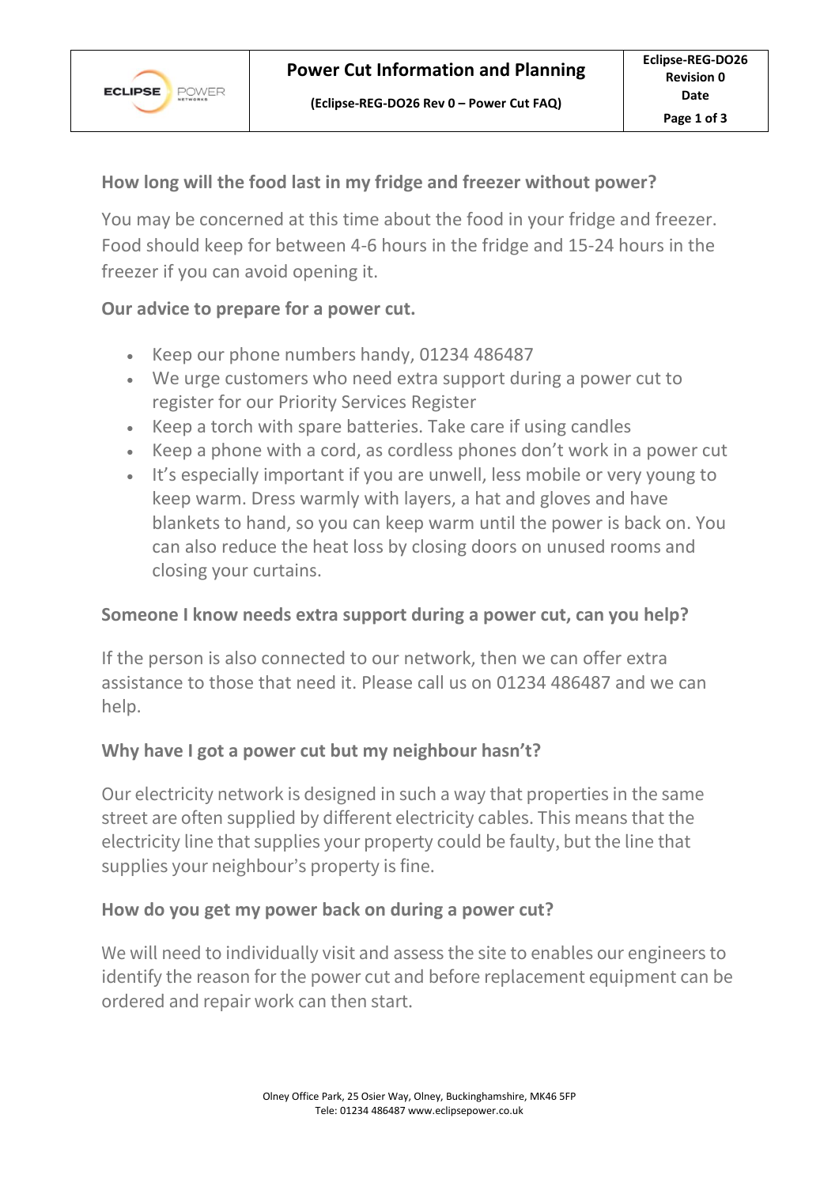**How long will the food last in my fridge and freezer without power?**

You may be concerned at this time about the food in your fridge and freezer. Food should keep for between 4-6 hours in the fridge and 15-24 hours in the freezer if you can avoid opening it.

**Our advice to prepare for a power cut.**

- Keep our phone numbers handy, 01234 486487
- We urge customers who need extra support during a power cut to register for our Priority Services Register
- Keep a torch with spare batteries. Take care if using candles
- Keep a phone with a cord, as cordless phones don't work in a power cut
- It's especially important if you are unwell, less mobile or very young to keep warm. Dress warmly with layers, a hat and gloves and have blankets to hand, so you can keep warm until the power is back on. You can also reduce the heat loss by closing doors on unused rooms and closing your curtains.

**Someone I know needs extra support during a power cut, can you help?**

If the person is also connected to our network, then we can offer extra assistance to those that need it. Please call us on 01234 486487 and we can help.

**Why have I got a power cut but my neighbour hasn't?**

Our electricity network is designed in such a way that properties in the same street are often supplied by different electricity cables. This means that the electricity line that supplies your property could be faulty, but the line that supplies your neighbour's property is fine.

**How do you get my power back on during a power cut?**

We will need to individually visit and assess the site to enables our engineers to identify the reason for the power cut and before replacement equipment can be ordered and repair work can then start.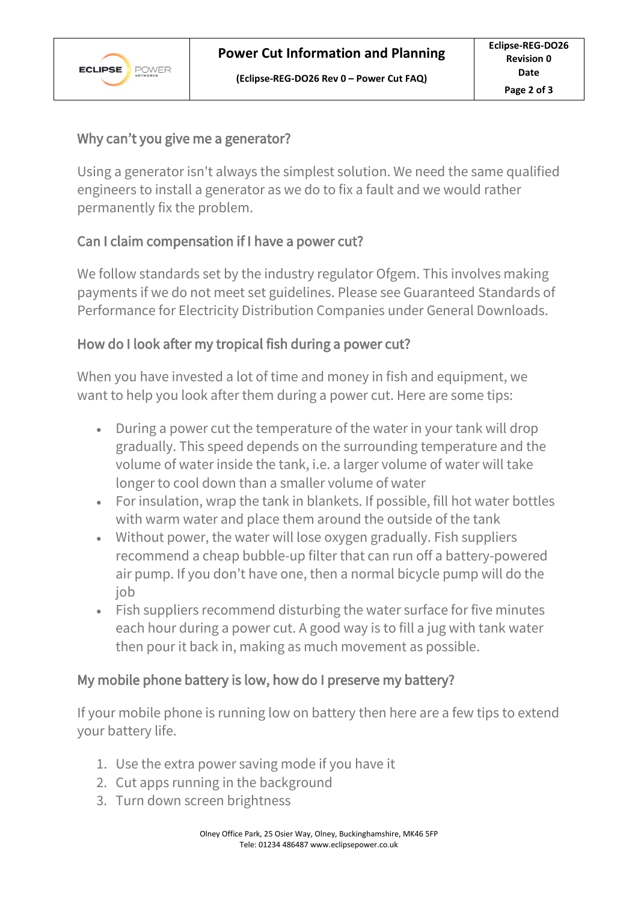## Why can't you give me a generator?

Using a generator isn't always the simplest solution. We need the same qualified engineers to install a generator as we do to fix a fault and we would rather permanently fix the problem.

## Can I claim compensation if I have a power cut?

We follow standards set by the industry regulator Ofgem. This involves making payments if we do not meet set guidelines. Please see Guaranteed Standards of Performance for Electricity Distribution Companies under General Downloads.

## How do I look after my tropical fish during a power cut?

When you have invested a lot of time and money in fish and equipment, we want to help you look after them during a power cut. Here are some tips:

- During a power cut the temperature of the water in your tank will drop gradually. This speed depends on the surrounding temperature and the volume of water inside the tank, i.e. a larger volume of water will take longer to cool down than a smaller volume of water
- For insulation, wrap the tank in blankets. If possible, fill hot water bottles with warm water and place them around the outside of the tank
- Without power, the water will lose oxygen gradually. Fish suppliers recommend a cheap bubble-up filter that can run off a battery-powered air pump. If you don't have one, then a normal bicycle pump will do the job
- Fish suppliers recommend disturbing the water surface for five minutes each hour during a power cut. A good way is to fill a jug with tank water then pour it back in, making as much movement as possible.

## My mobile phone battery is low, how do I preserve my battery?

If your mobile phone is running low on battery then here are a few tips to extend your battery life.

1. Use the extra power saving mode if you have it
2. Cut apps running in the background
3. Turn down screen brightness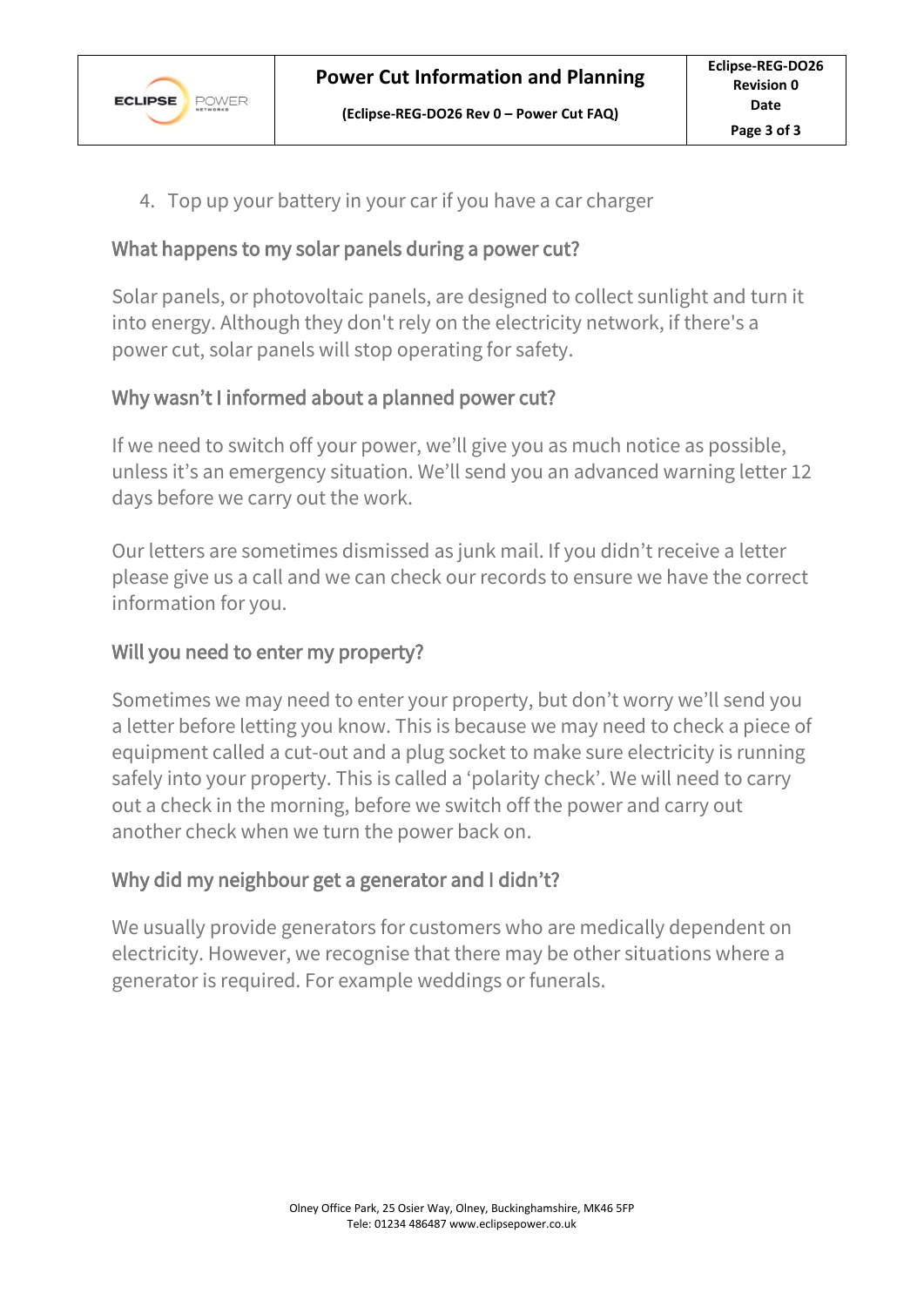4. Top up your battery in your car if you have a car charger

## What happens to my solar panels during a power cut?

Solar panels, or photovoltaic panels, are designed to collect sunlight and turn it into energy. Although they don't rely on the electricity network, if there's a power cut, solar panels will stop operating for safety.

## Why wasn't I informed about a planned power cut?

If we need to switch off your power, we'll give you as much notice as possible, unless it's an emergency situation. We'll send you an advanced warning letter 12 days before we carry out the work.

Our letters are sometimes dismissed as junk mail. If you didn't receive a letter please give us a call and we can check our records to ensure we have the correct information for you.

## Will you need to enter my property?

Sometimes we may need to enter your property, but don't worry we'll send you a letter before letting you know. This is because we may need to check a piece of equipment called a cut-out and a plug socket to make sure electricity is running safely into your property. This is called a 'polarity check'. We will need to carry out a check in the morning, before we switch off the power and carry out another check when we turn the power back on.

## Why did my neighbour get a generator and I didn't?

We usually provide generators for customers who are medically dependent on electricity. However, we recognise that there may be other situations where a generator is required. For example weddings or funerals.